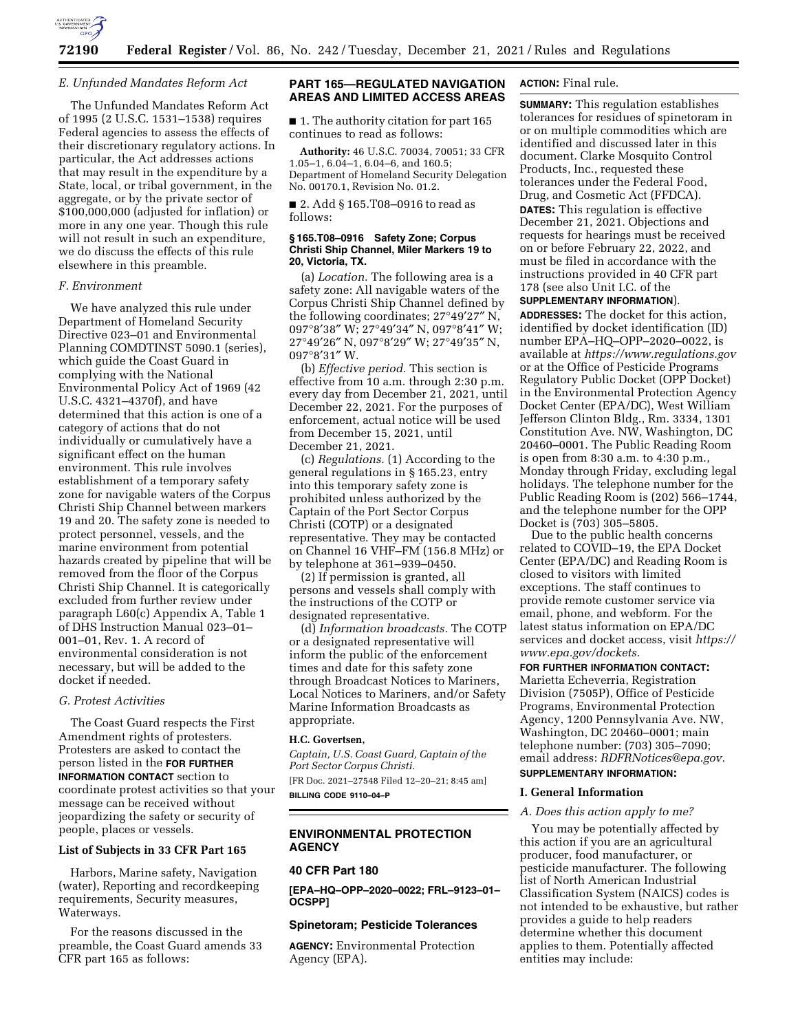### *E. Unfunded Mandates Reform Act*

The Unfunded Mandates Reform Act of 1995 (2 U.S.C. 1531–1538) requires Federal agencies to assess the effects of their discretionary regulatory actions. In particular, the Act addresses actions that may result in the expenditure by a State, local, or tribal government, in the aggregate, or by the private sector of $100,000,000 (adjusted for inflation) or more in any one year. Though this rule will not result in such an expenditure, we do discuss the effects of this rule elsewhere in this preamble.

### *F. Environment*

We have analyzed this rule under Department of Homeland Security Directive 023–01 and Environmental Planning COMDTINST 5090.1 (series), which guide the Coast Guard in complying with the National Environmental Policy Act of 1969 (42 U.S.C. 4321–4370f), and have determined that this action is one of a category of actions that do not individually or cumulatively have a significant effect on the human environment. This rule involves establishment of a temporary safety zone for navigable waters of the Corpus Christi Ship Channel between markers 19 and 20. The safety zone is needed to protect personnel, vessels, and the marine environment from potential hazards created by pipeline that will be removed from the floor of the Corpus Christi Ship Channel. It is categorically excluded from further review under paragraph L60(c) Appendix A, Table 1 of DHS Instruction Manual 023–01–001–01, Rev. 1. A record of environmental consideration is not necessary, but will be added to the docket if needed.

### *G. Protest Activities*

The Coast Guard respects the First Amendment rights of protesters. Protesters are asked to contact the person listed in the **FOR FURTHER INFORMATION CONTACT** section to coordinate protest activities so that your message can be received without jeopardizing the safety or security of people, places or vessels.

### List of Subjects in 33 CFR Part 165

Harbors, Marine safety, Navigation (water), Reporting and recordkeeping requirements, Security measures, Waterways.

For the reasons discussed in the preamble, the Coast Guard amends 33 CFR part 165 as follows:

## PART 165—REGULATED NAVIGATION AREAS AND LIMITED ACCESS AREAS

■ 1. The authority citation for part 165 continues to read as follows:

**Authority:** 46 U.S.C. 70034, 70051; 33 CFR 1.05–1, 6.04–1, 6.04–6, and 160.5; Department of Homeland Security Delegation No. 00170.1, Revision No. 01.2.

■ 2. Add § 165.T08–0916 to read as follows:

**§ 165.T08–0916 Safety Zone; Corpus Christi Ship Channel, Miler Markers 19 to 20, Victoria, TX.**

(a) *Location.* The following area is a safety zone: All navigable waters of the Corpus Christi Ship Channel defined by the following coordinates; 27°49′27″ N, 097°8′38″ W; 27°49′34″ N, 097°8′41″ W; 27°49′26″ N, 097°8′29″ W; 27°49′35″ N, 097°8′31″ W.

(b) *Effective period.* This section is effective from 10 a.m. through 2:30 p.m. every day from December 21, 2021, until December 22, 2021. For the purposes of enforcement, actual notice will be used from December 15, 2021, until December 21, 2021.

(c) *Regulations.* (1) According to the general regulations in § 165.23, entry into this temporary safety zone is prohibited unless authorized by the Captain of the Port Sector Corpus Christi (COTP) or a designated representative. They may be contacted on Channel 16 VHF–FM (156.8 MHz) or by telephone at 361–939–0450.

(2) If permission is granted, all persons and vessels shall comply with the instructions of the COTP or designated representative.

(d) *Information broadcasts.* The COTP or a designated representative will inform the public of the enforcement times and date for this safety zone through Broadcast Notices to Mariners, Local Notices to Mariners, and/or Safety Marine Information Broadcasts as appropriate.

**H.C. Govertsen,**

*Captain, U.S. Coast Guard, Captain of the Port Sector Corpus Christi.*

[FR Doc. 2021–27548 Filed 12–20–21; 8:45 am]

**BILLING CODE 9110–04–P**

## ENVIRONMENTAL PROTECTION AGENCY

## 40 CFR Part 180

**[EPA–HQ–OPP–2020–0022; FRL–9123–01–OCSPP]**

## Spinetoram; Pesticide Tolerances

**AGENCY:** Environmental Protection Agency (EPA).

**ACTION:** Final rule.

**SUMMARY:** This regulation establishes tolerances for residues of spinetoram in or on multiple commodities which are identified and discussed later in this document. Clarke Mosquito Control Products, Inc., requested these tolerances under the Federal Food, Drug, and Cosmetic Act (FFDCA).

**DATES:** This regulation is effective December 21, 2021. Objections and requests for hearings must be received on or before February 22, 2022, and must be filed in accordance with the instructions provided in 40 CFR part 178 (see also Unit I.C. of the **SUPPLEMENTARY INFORMATION**).

**ADDRESSES:** The docket for this action, identified by docket identification (ID) number EPA–HQ–OPP–2020–0022, is available at *https://www.regulations.gov* or at the Office of Pesticide Programs Regulatory Public Docket (OPP Docket) in the Environmental Protection Agency Docket Center (EPA/DC), West William Jefferson Clinton Bldg., Rm. 3334, 1301 Constitution Ave. NW, Washington, DC 20460–0001. The Public Reading Room is open from 8:30 a.m. to 4:30 p.m., Monday through Friday, excluding legal holidays. The telephone number for the Public Reading Room is (202) 566–1744, and the telephone number for the OPP Docket is (703) 305–5805.

Due to the public health concerns related to COVID–19, the EPA Docket Center (EPA/DC) and Reading Room is closed to visitors with limited exceptions. The staff continues to provide remote customer service via email, phone, and webform. For the latest status information on EPA/DC services and docket access, visit *https://www.epa.gov/dockets.*

**FOR FURTHER INFORMATION CONTACT:** Marietta Echeverria, Registration Division (7505P), Office of Pesticide Programs, Environmental Protection Agency, 1200 Pennsylvania Ave. NW, Washington, DC 20460–0001; main telephone number: (703) 305–7090; email address: *RDFRNotices@epa.gov.*

**SUPPLEMENTARY INFORMATION:**

## I. General Information

### *A. Does this action apply to me?*

You may be potentially affected by this action if you are an agricultural producer, food manufacturer, or pesticide manufacturer. The following list of North American Industrial Classification System (NAICS) codes is not intended to be exhaustive, but rather provides a guide to help readers determine whether this document applies to them. Potentially affected entities may include: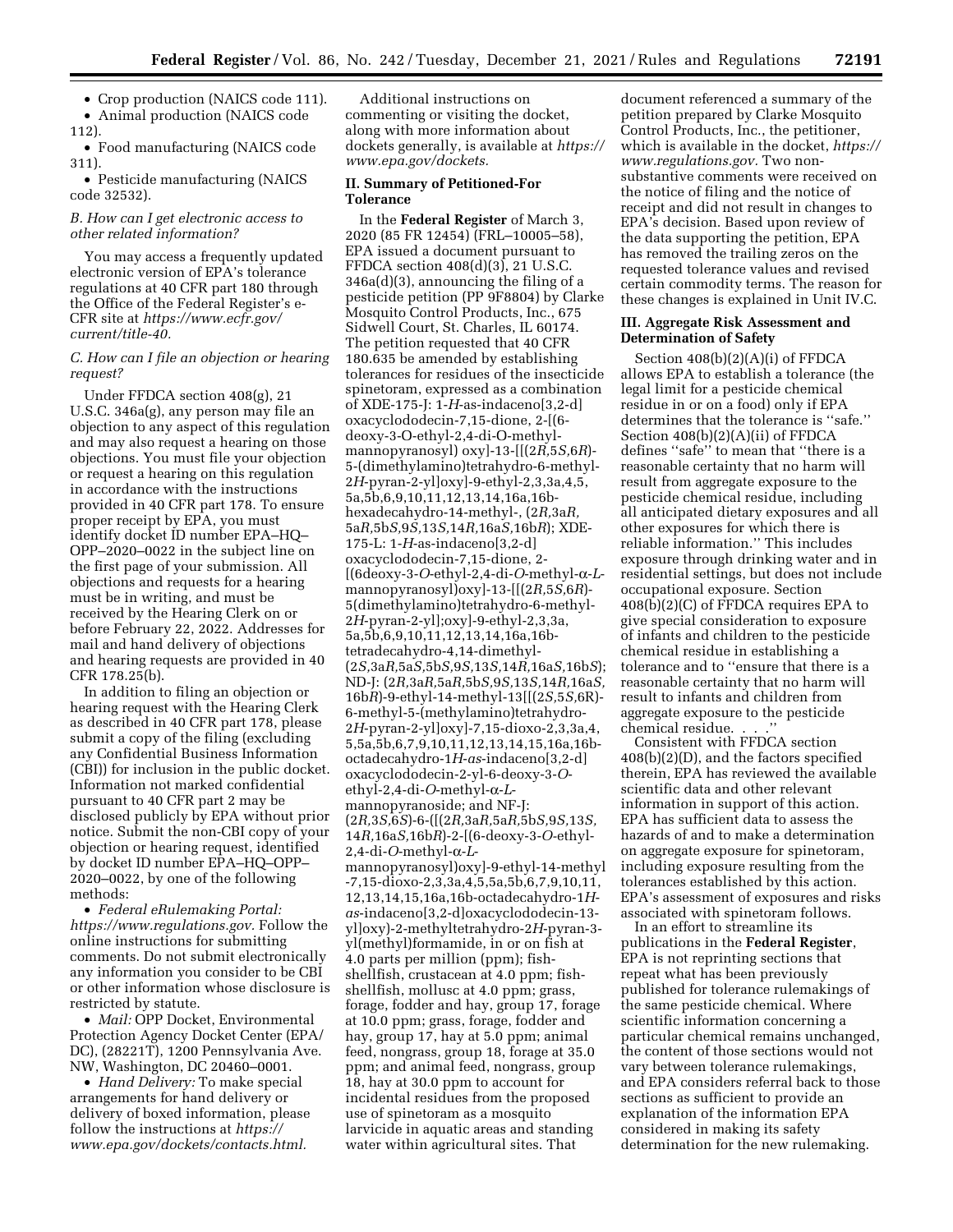- Crop production (NAICS code 111).
- Animal production (NAICS code 112).
- Food manufacturing (NAICS code 311).
- Pesticide manufacturing (NAICS code 32532).

### *B. How can I get electronic access to other related information?*

You may access a frequently updated electronic version of EPA's tolerance regulations at 40 CFR part 180 through the Office of the Federal Register's e-CFR site at *https://www.ecfr.gov/current/title-40.*

### *C. How can I file an objection or hearing request?*

Under FFDCA section 408(g), 21 U.S.C. 346a(g), any person may file an objection to any aspect of this regulation and may also request a hearing on those objections. You must file your objection or request a hearing on this regulation in accordance with the instructions provided in 40 CFR part 178. To ensure proper receipt by EPA, you must identify docket ID number EPA–HQ–OPP–2020–0022 in the subject line on the first page of your submission. All objections and requests for a hearing must be in writing, and must be received by the Hearing Clerk on or before February 22, 2022. Addresses for mail and hand delivery of objections and hearing requests are provided in 40 CFR 178.25(b).

In addition to filing an objection or hearing request with the Hearing Clerk as described in 40 CFR part 178, please submit a copy of the filing (excluding any Confidential Business Information (CBI)) for inclusion in the public docket. Information not marked confidential pursuant to 40 CFR part 2 may be disclosed publicly by EPA without prior notice. Submit the non-CBI copy of your objection or hearing request, identified by docket ID number EPA–HQ–OPP–2020–0022, by one of the following methods:

- *Federal eRulemaking Portal: https://www.regulations.gov.* Follow the online instructions for submitting comments. Do not submit electronically any information you consider to be CBI or other information whose disclosure is restricted by statute.
- *Mail:* OPP Docket, Environmental Protection Agency Docket Center (EPA/DC), (28221T), 1200 Pennsylvania Ave. NW, Washington, DC 20460–0001.
- *Hand Delivery:* To make special arrangements for hand delivery or delivery of boxed information, please follow the instructions at *https://www.epa.gov/dockets/contacts.html.*

Additional instructions on commenting or visiting the docket, along with more information about dockets generally, is available at *https://www.epa.gov/dockets.*

## II. Summary of Petitioned-For Tolerance

In the **Federal Register** of March 3, 2020 (85 FR 12454) (FRL–10005–58), EPA issued a document pursuant to FFDCA section 408(d)(3), 21 U.S.C. 346a(d)(3), announcing the filing of a pesticide petition (PP 9F8804) by Clarke Mosquito Control Products, Inc., 675 Sidwell Court, St. Charles, IL 60174. The petition requested that 40 CFR 180.635 be amended by establishing tolerances for residues of the insecticide spinetoram, expressed as a combination of XDE-175-J: 1-*H*-as-indaceno[3,2-d] oxacyclododecin-7,15-dione, 2-[(6-deoxy-3-O-ethyl-2,4-di-O-methyl-mannopyranosyl) oxy]-13-[[(2*R*,5*S*,6*R*)-5-(dimethylamino)tetrahydro-6-methyl-2*H*-pyran-2-yl]oxy]-9-ethyl-2,3,3a,4,5,5a,5b,6,9,10,11,12,13,14,16a,16b-hexadecahydro-14-methyl-, (2*R*,3a*R*,5a*R*,5b*S*,9*S*,13*S*,14*R*,16a*S*,16b*R*); XDE-175-L: 1-*H*-as-indaceno[3,2-d] oxacyclododecin-7,15-dione, 2-[(6deoxy-3-*O*-ethyl-2,4-di-*O*-methyl-α-*L*-mannopyranosyl)oxy]-13-[[(2*R*,5*S*,6*R*)-5(dimethylamino)tetrahydro-6-methyl-2*H*-pyran-2-yl];oxy]-9-ethyl-2,3,3a,5a,5b,6,9,10,11,12,13,14,16a,16b-tetradecahydro-4,14-dimethyl-(2*S*,3a*R*,5a*S*,5b*S*,9*S*,13*S*,14*R*,16a*S*,16b*S*); ND-J: (2*R*,3a*R*,5a*R*,5b*S*,9*S*,13*S*,14*R*,16a*S*,16b*R*)-9-ethyl-14-methyl-13[[(2*S*,5*S*,6R)-6-methyl-5-(methylamino)tetrahydro-2*H*-pyran-2-yl]oxy]-7,15-dioxo-2,3,3a,4,5,5a,5b,6,7,9,10,11,12,13,14,15,16a,16b-octadecahydro-1*H*-*as*-indaceno[3,2-d] oxacyclododecin-2-yl-6-deoxy-3-*O*-ethyl-2,4-di-*O*-methyl-α-*L*-mannopyranoside; and NF-J: (2*R*,3*S*,6*S*)-6-([(2*R*,3a*R*,5a*R*,5b*S*,9*S*,13*S*,14*R*,16a*S*,16b*R*)-2-[(6-deoxy-3-*O*-ethyl-2,4-di-*O*-methyl-α-*L*-mannopyranosyl)oxy]-9-ethyl-14-methyl-7,15-dioxo-2,3,3a,4,5,5a,5b,6,7,9,10,11,12,13,14,15,16,16a,16b-octadecahydro-1*H*-*as*-indaceno[3,2-d]oxacyclododecin-13-yl]oxy)-2-methyltetrahydro-2*H*-pyran-3-yl(methyl)formamide, in or on fish at 4.0 parts per million (ppm); fish-shellfish, crustacean at 4.0 ppm; fish-shellfish, mollusc at 4.0 ppm; grass, forage, fodder and hay, group 17, forage at 10.0 ppm; grass, forage, fodder and hay, group 17, hay at 5.0 ppm; animal feed, nongrass, group 18, forage at 35.0 ppm; and animal feed, nongrass, group 18, hay at 30.0 ppm to account for incidental residues from the proposed use of spinetoram as a mosquito larvicide in aquatic areas and standing water within agricultural sites. That document referenced a summary of the petition prepared by Clarke Mosquito Control Products, Inc., the petitioner, which is available in the docket, *https://www.regulations.gov.* Two non-substantive comments were received on the notice of filing and the notice of receipt and did not result in changes to EPA's decision. Based upon review of the data supporting the petition, EPA has removed the trailing zeros on the requested tolerance values and revised certain commodity terms. The reason for these changes is explained in Unit IV.C.

## III. Aggregate Risk Assessment and Determination of Safety

Section 408(b)(2)(A)(i) of FFDCA allows EPA to establish a tolerance (the legal limit for a pesticide chemical residue in or on a food) only if EPA determines that the tolerance is ''safe.'' Section 408(b)(2)(A)(ii) of FFDCA defines ''safe'' to mean that ''there is a reasonable certainty that no harm will result from aggregate exposure to the pesticide chemical residue, including all anticipated dietary exposures and all other exposures for which there is reliable information.'' This includes exposure through drinking water and in residential settings, but does not include occupational exposure. Section 408(b)(2)(C) of FFDCA requires EPA to give special consideration to exposure of infants and children to the pesticide chemical residue in establishing a tolerance and to ''ensure that there is a reasonable certainty that no harm will result to infants and children from aggregate exposure to the pesticide chemical residue. . . .''

Consistent with FFDCA section 408(b)(2)(D), and the factors specified therein, EPA has reviewed the available scientific data and other relevant information in support of this action. EPA has sufficient data to assess the hazards of and to make a determination on aggregate exposure for spinetoram, including exposure resulting from the tolerances established by this action. EPA's assessment of exposures and risks associated with spinetoram follows.

In an effort to streamline its publications in the **Federal Register**, EPA is not reprinting sections that repeat what has been previously published for tolerance rulemakings of the same pesticide chemical. Where scientific information concerning a particular chemical remains unchanged, the content of those sections would not vary between tolerance rulemakings, and EPA considers referral back to those sections as sufficient to provide an explanation of the information EPA considered in making its safety determination for the new rulemaking.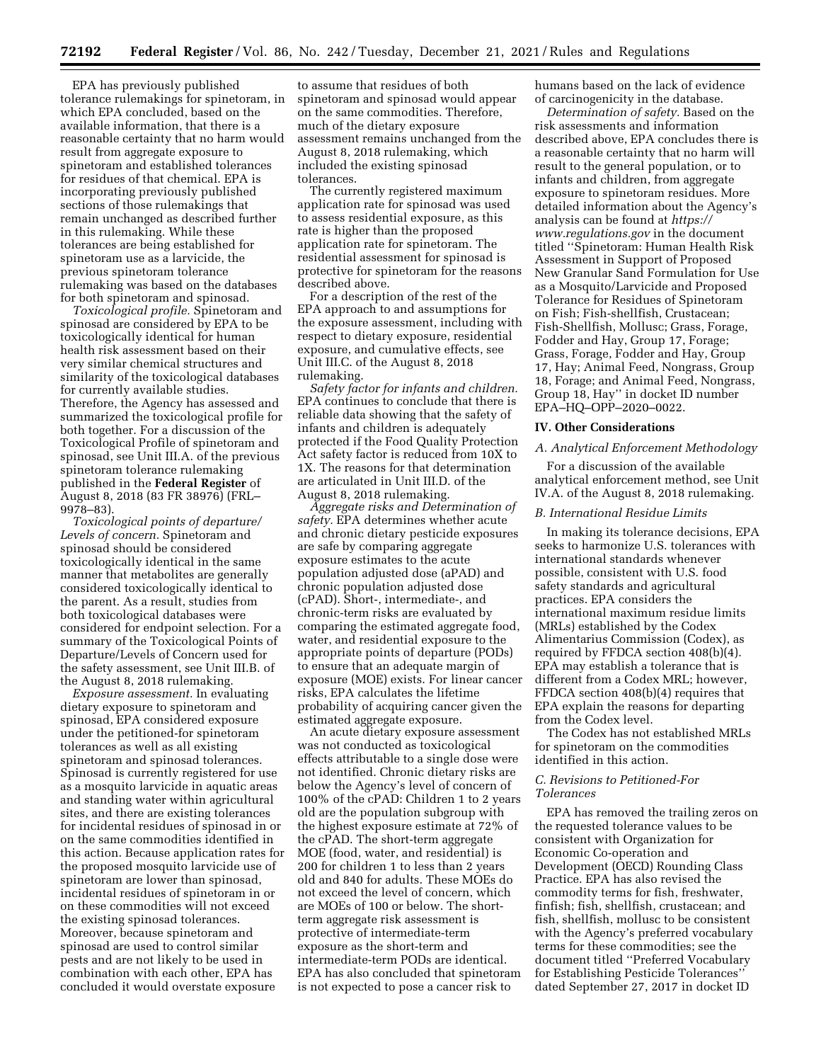EPA has previously published tolerance rulemakings for spinetoram, in which EPA concluded, based on the available information, that there is a reasonable certainty that no harm would result from aggregate exposure to spinetoram and established tolerances for residues of that chemical. EPA is incorporating previously published sections of those rulemakings that remain unchanged as described further in this rulemaking. While these tolerances are being established for spinetoram use as a larvicide, the previous spinetoram tolerance rulemaking was based on the databases for both spinetoram and spinosad.

*Toxicological profile.* Spinetoram and spinosad are considered by EPA to be toxicologically identical for human health risk assessment based on their very similar chemical structures and similarity of the toxicological databases for currently available studies. Therefore, the Agency has assessed and summarized the toxicological profile for both together. For a discussion of the Toxicological Profile of spinetoram and spinosad, see Unit III.A. of the previous spinetoram tolerance rulemaking published in the **Federal Register** of August 8, 2018 (83 FR 38976) (FRL–9978–83).

*Toxicological points of departure/ Levels of concern.* Spinetoram and spinosad should be considered toxicologically identical in the same manner that metabolites are generally considered toxicologically identical to the parent. As a result, studies from both toxicological databases were considered for endpoint selection. For a summary of the Toxicological Points of Departure/Levels of Concern used for the safety assessment, see Unit III.B. of the August 8, 2018 rulemaking.

*Exposure assessment.* In evaluating dietary exposure to spinetoram and spinosad, EPA considered exposure under the petitioned-for spinetoram tolerances as well as all existing spinetoram and spinosad tolerances. Spinosad is currently registered for use as a mosquito larvicide in aquatic areas and standing water within agricultural sites, and there are existing tolerances for incidental residues of spinosad in or on the same commodities identified in this action. Because application rates for the proposed mosquito larvicide use of spinetoram are lower than spinosad, incidental residues of spinetoram in or on these commodities will not exceed the existing spinosad tolerances. Moreover, because spinetoram and spinosad are used to control similar pests and are not likely to be used in combination with each other, EPA has concluded it would overstate exposure to assume that residues of both spinetoram and spinosad would appear on the same commodities. Therefore, much of the dietary exposure assessment remains unchanged from the August 8, 2018 rulemaking, which included the existing spinosad tolerances.

The currently registered maximum application rate for spinosad was used to assess residential exposure, as this rate is higher than the proposed application rate for spinetoram. The residential assessment for spinosad is protective for spinetoram for the reasons described above.

For a description of the rest of the EPA approach to and assumptions for the exposure assessment, including with respect to dietary exposure, residential exposure, and cumulative effects, see Unit III.C. of the August 8, 2018 rulemaking.

*Safety factor for infants and children.* EPA continues to conclude that there is reliable data showing that the safety of infants and children is adequately protected if the Food Quality Protection Act safety factor is reduced from 10X to 1X. The reasons for that determination are articulated in Unit III.D. of the August 8, 2018 rulemaking.

*Aggregate risks and Determination of safety.* EPA determines whether acute and chronic dietary pesticide exposures are safe by comparing aggregate exposure estimates to the acute population adjusted dose (aPAD) and chronic population adjusted dose (cPAD). Short-, intermediate-, and chronic-term risks are evaluated by comparing the estimated aggregate food, water, and residential exposure to the appropriate points of departure (PODs) to ensure that an adequate margin of exposure (MOE) exists. For linear cancer risks, EPA calculates the lifetime probability of acquiring cancer given the estimated aggregate exposure.

An acute dietary exposure assessment was not conducted as toxicological effects attributable to a single dose were not identified. Chronic dietary risks are below the Agency's level of concern of 100% of the cPAD: Children 1 to 2 years old are the population subgroup with the highest exposure estimate at 72% of the cPAD. The short-term aggregate MOE (food, water, and residential) is 200 for children 1 to less than 2 years old and 840 for adults. These MOEs do not exceed the level of concern, which are MOEs of 100 or below. The short-term aggregate risk assessment is protective of intermediate-term exposure as the short-term and intermediate-term PODs are identical. EPA has also concluded that spinetoram is not expected to pose a cancer risk to humans based on the lack of evidence of carcinogenicity in the database.

*Determination of safety.* Based on the risk assessments and information described above, EPA concludes there is a reasonable certainty that no harm will result to the general population, or to infants and children, from aggregate exposure to spinetoram residues. More detailed information about the Agency's analysis can be found at *https://www.regulations.gov* in the document titled ''Spinetoram: Human Health Risk Assessment in Support of Proposed New Granular Sand Formulation for Use as a Mosquito/Larvicide and Proposed Tolerance for Residues of Spinetoram on Fish; Fish-shellfish, Crustacean; Fish-Shellfish, Mollusc; Grass, Forage, Fodder and Hay, Group 17, Forage; Grass, Forage, Fodder and Hay, Group 17, Hay; Animal Feed, Nongrass, Group 18, Forage; and Animal Feed, Nongrass, Group 18, Hay'' in docket ID number EPA–HQ–OPP–2020–0022.

## IV. Other Considerations

### A. Analytical Enforcement Methodology

For a discussion of the available analytical enforcement method, see Unit IV.A. of the August 8, 2018 rulemaking.

### B. International Residue Limits

In making its tolerance decisions, EPA seeks to harmonize U.S. tolerances with international standards whenever possible, consistent with U.S. food safety standards and agricultural practices. EPA considers the international maximum residue limits (MRLs) established by the Codex Alimentarius Commission (Codex), as required by FFDCA section 408(b)(4). EPA may establish a tolerance that is different from a Codex MRL; however, FFDCA section 408(b)(4) requires that EPA explain the reasons for departing from the Codex level.

The Codex has not established MRLs for spinetoram on the commodities identified in this action.

### C. Revisions to Petitioned-For Tolerances

EPA has removed the trailing zeros on the requested tolerance values to be consistent with Organization for Economic Co-operation and Development (OECD) Rounding Class Practice. EPA has also revised the commodity terms for fish, freshwater, finfish; fish, shellfish, crustacean; and fish, shellfish, mollusc to be consistent with the Agency's preferred vocabulary terms for these commodities; see the document titled ''Preferred Vocabulary for Establishing Pesticide Tolerances'' dated September 27, 2017 in docket ID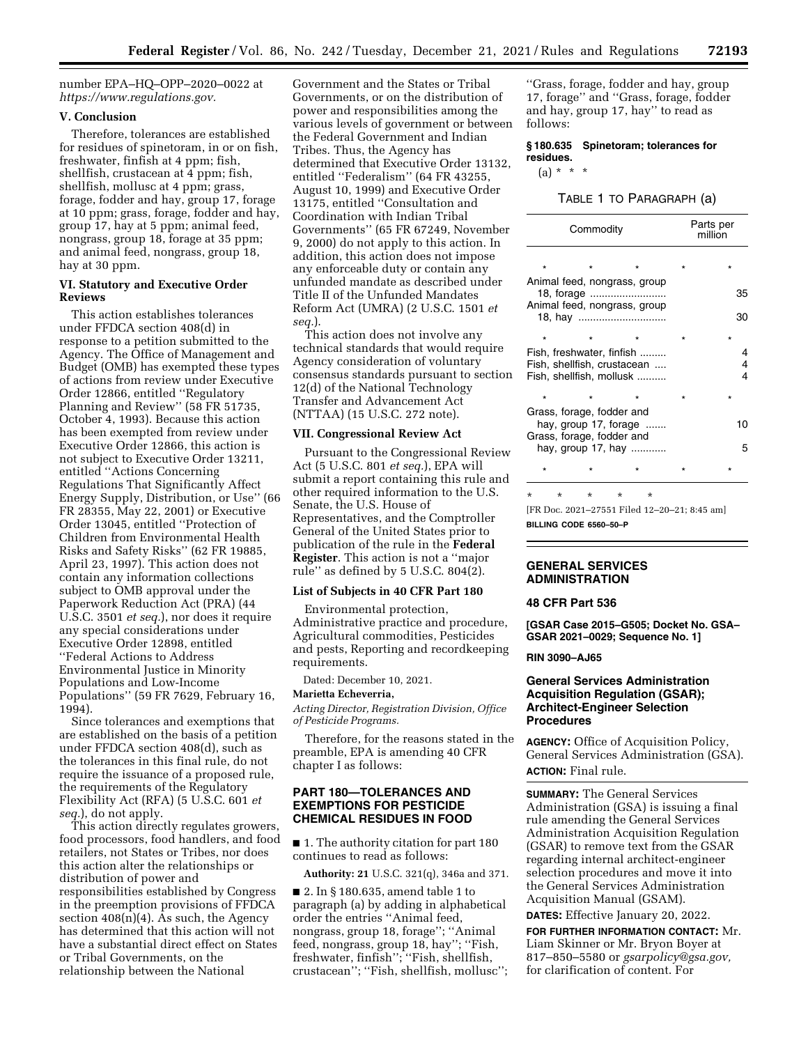number EPA–HQ–OPP–2020–0022 at *https://www.regulations.gov.*

### V. Conclusion

Therefore, tolerances are established for residues of spinetoram, in or on fish, freshwater, finfish at 4 ppm; fish, shellfish, crustacean at 4 ppm; fish, shellfish, mollusc at 4 ppm; grass, forage, fodder and hay, group 17, forage at 10 ppm; grass, forage, fodder and hay, group 17, hay at 5 ppm; animal feed, nongrass, group 18, forage at 35 ppm; and animal feed, nongrass, group 18, hay at 30 ppm.

### VI. Statutory and Executive Order Reviews

This action establishes tolerances under FFDCA section 408(d) in response to a petition submitted to the Agency. The Office of Management and Budget (OMB) has exempted these types of actions from review under Executive Order 12866, entitled ''Regulatory Planning and Review'' (58 FR 51735, October 4, 1993). Because this action has been exempted from review under Executive Order 12866, this action is not subject to Executive Order 13211, entitled ''Actions Concerning Regulations That Significantly Affect Energy Supply, Distribution, or Use'' (66 FR 28355, May 22, 2001) or Executive Order 13045, entitled ''Protection of Children from Environmental Health Risks and Safety Risks'' (62 FR 19885, April 23, 1997). This action does not contain any information collections subject to OMB approval under the Paperwork Reduction Act (PRA) (44 U.S.C. 3501 *et seq.*), nor does it require any special considerations under Executive Order 12898, entitled ''Federal Actions to Address Environmental Justice in Minority Populations and Low-Income Populations'' (59 FR 7629, February 16, 1994).

Since tolerances and exemptions that are established on the basis of a petition under FFDCA section 408(d), such as the tolerances in this final rule, do not require the issuance of a proposed rule, the requirements of the Regulatory Flexibility Act (RFA) (5 U.S.C. 601 *et seq.*), do not apply.

This action directly regulates growers, food processors, food handlers, and food retailers, not States or Tribes, nor does this action alter the relationships or distribution of power and responsibilities established by Congress in the preemption provisions of FFDCA section 408(n)(4). As such, the Agency has determined that this action will not have a substantial direct effect on States or Tribal Governments, on the relationship between the National Government and the States or Tribal Governments, or on the distribution of power and responsibilities among the various levels of government or between the Federal Government and Indian Tribes. Thus, the Agency has determined that Executive Order 13132, entitled ''Federalism'' (64 FR 43255, August 10, 1999) and Executive Order 13175, entitled ''Consultation and Coordination with Indian Tribal Governments'' (65 FR 67249, November 9, 2000) do not apply to this action. In addition, this action does not impose any enforceable duty or contain any unfunded mandate as described under Title II of the Unfunded Mandates Reform Act (UMRA) (2 U.S.C. 1501 *et seq.*).

This action does not involve any technical standards that would require Agency consideration of voluntary consensus standards pursuant to section 12(d) of the National Technology Transfer and Advancement Act (NTTAA) (15 U.S.C. 272 note).

### VII. Congressional Review Act

Pursuant to the Congressional Review Act (5 U.S.C. 801 *et seq.*), EPA will submit a report containing this rule and other required information to the U.S. Senate, the U.S. House of Representatives, and the Comptroller General of the United States prior to publication of the rule in the **Federal Register**. This action is not a ''major rule'' as defined by 5 U.S.C. 804(2).

### List of Subjects in 40 CFR Part 180

Environmental protection, Administrative practice and procedure, Agricultural commodities, Pesticides and pests, Reporting and recordkeeping requirements.

Dated: December 10, 2021.

**Marietta Echeverria,**

*Acting Director, Registration Division, Office of Pesticide Programs.*

Therefore, for the reasons stated in the preamble, EPA is amending 40 CFR chapter I as follows:

## PART 180—TOLERANCES AND EXEMPTIONS FOR PESTICIDE CHEMICAL RESIDUES IN FOOD

■ 1. The authority citation for part 180 continues to read as follows:

**Authority:** 21 U.S.C. 321(q), 346a and 371.

■ 2. In § 180.635, amend table 1 to paragraph (a) by adding in alphabetical order the entries ''Animal feed, nongrass, group 18, forage''; ''Animal feed, nongrass, group 18, hay''; ''Fish, freshwater, finfish''; ''Fish, shellfish, crustacean''; ''Fish, shellfish, mollusc''; ''Grass, forage, fodder and hay, group 17, forage'' and ''Grass, forage, fodder and hay, group 17, hay'' to read as follows:

**§ 180.635 Spinetoram; tolerances for residues.**

(a) * * *

TABLE 1 TO PARAGRAPH (a)

| Commodity | Parts per million |
|---|---|
| * * * * | * |
| Animal feed, nongrass, group 18, forage | 35 |
| Animal feed, nongrass, group 18, hay | 30 |
| * * * * | * |
| Fish, freshwater, finfish | 4 |
| Fish, shellfish, crustacean | 4 |
| Fish, shellfish, mollusk | 4 |
| * * * * | * |
| Grass, forage, fodder and hay, group 17, forage | 10 |
| Grass, forage, fodder and hay, group 17, hay | 5 |
| * * * * | * |

\* \* \* \* \*

[FR Doc. 2021–27551 Filed 12–20–21; 8:45 am]

**BILLING CODE 6560–50–P**

## GENERAL SERVICES ADMINISTRATION

### 48 CFR Part 536

**[GSAR Case 2015–G505; Docket No. GSA–GSAR 2021–0029; Sequence No. 1]**

**RIN 3090–AJ65**

### General Services Administration Acquisition Regulation (GSAR); Architect-Engineer Selection Procedures

**AGENCY:** Office of Acquisition Policy, General Services Administration (GSA).

**ACTION:** Final rule.

**SUMMARY:** The General Services Administration (GSA) is issuing a final rule amending the General Services Administration Acquisition Regulation (GSAR) to remove text from the GSAR regarding internal architect-engineer selection procedures and move it into the General Services Administration Acquisition Manual (GSAM).

**DATES:** Effective January 20, 2022.

**FOR FURTHER INFORMATION CONTACT:** Mr. Liam Skinner or Mr. Bryon Boyer at 817–850–5580 or *gsarpolicy@gsa.gov,* for clarification of content. For